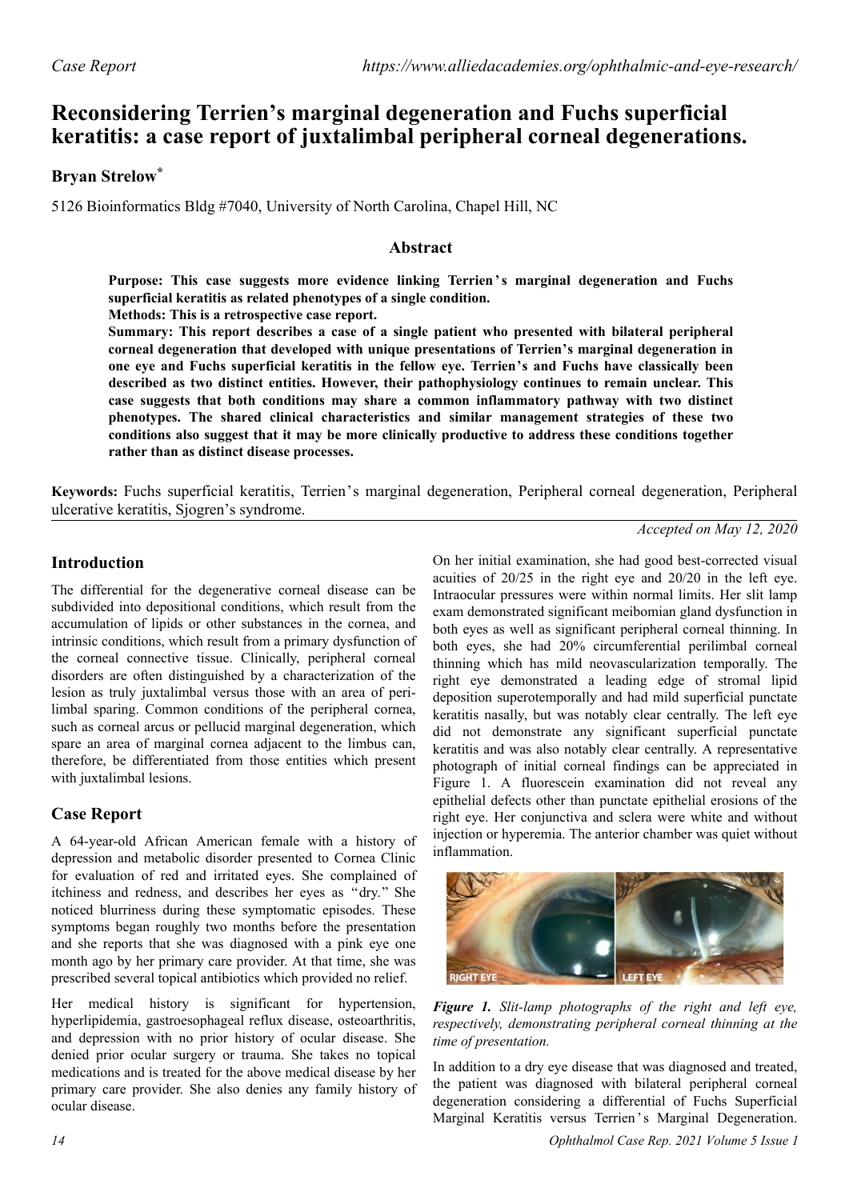# Reconsidering Terrien's marginal degeneration and Fuchs superficial keratitis: a case report of juxtalimbal peripheral corneal degenerations.

## Bryan Strelow*

5126 Bioinformatics Bldg #7040, University of North Carolina, Chapel Hill, NC

## Abstract

**Purpose: This case suggests more evidence linking Terrien's marginal degeneration and Fuchs superficial keratitis as related phenotypes of a single condition.**

**Methods: This is a retrospective case report.**

**Summary: This report describes a case of a single patient who presented with bilateral peripheral corneal degeneration that developed with unique presentations of Terrien's marginal degeneration in one eye and Fuchs superficial keratitis in the fellow eye. Terrien's and Fuchs have classically been described as two distinct entities. However, their pathophysiology continues to remain unclear. This case suggests that both conditions may share a common inflammatory pathway with two distinct phenotypes. The shared clinical characteristics and similar management strategies of these two conditions also suggest that it may be more clinically productive to address these conditions together rather than as distinct disease processes.**

**Keywords:** Fuchs superficial keratitis, Terrien's marginal degeneration, Peripheral corneal degeneration, Peripheral ulcerative keratitis, Sjogren's syndrome.

*Accepted on May 12, 2020*

## Introduction

The differential for the degenerative corneal disease can be subdivided into depositional conditions, which result from the accumulation of lipids or other substances in the cornea, and intrinsic conditions, which result from a primary dysfunction of the corneal connective tissue. Clinically, peripheral corneal disorders are often distinguished by a characterization of the lesion as truly juxtalimbal versus those with an area of perilimbal sparing. Common conditions of the peripheral cornea, such as corneal arcus or pellucid marginal degeneration, which spare an area of marginal cornea adjacent to the limbus can, therefore, be differentiated from those entities which present with juxtalimbal lesions.

## Case Report

A 64-year-old African American female with a history of depression and metabolic disorder presented to Cornea Clinic for evaluation of red and irritated eyes. She complained of itchiness and redness, and describes her eyes as "dry." She noticed blurriness during these symptomatic episodes. These symptoms began roughly two months before the presentation and she reports that she was diagnosed with a pink eye one month ago by her primary care provider. At that time, she was prescribed several topical antibiotics which provided no relief.

Her medical history is significant for hypertension, hyperlipidemia, gastroesophageal reflux disease, osteoarthritis, and depression with no prior history of ocular disease. She denied prior ocular surgery or trauma. She takes no topical medications and is treated for the above medical disease by her primary care provider. She also denies any family history of ocular disease.

On her initial examination, she had good best-corrected visual acuities of 20/25 in the right eye and 20/20 in the left eye. Intraocular pressures were within normal limits. Her slit lamp exam demonstrated significant meibomian gland dysfunction in both eyes as well as significant peripheral corneal thinning. In both eyes, she had 20% circumferential perilimbal corneal thinning which has mild neovascularization temporally. The right eye demonstrated a leading edge of stromal lipid deposition superotemporally and had mild superficial punctate keratitis nasally, but was notably clear centrally. The left eye did not demonstrate any significant superficial punctate keratitis and was also notably clear centrally. A representative photograph of initial corneal findings can be appreciated in Figure 1. A fluorescein examination did not reveal any epithelial defects other than punctate epithelial erosions of the right eye. Her conjunctiva and sclera were white and without injection or hyperemia. The anterior chamber was quiet without inflammation.

*Figure 1. Slit-lamp photographs of the right and left eye, respectively, demonstrating peripheral corneal thinning at the time of presentation.*

In addition to a dry eye disease that was diagnosed and treated, the patient was diagnosed with bilateral peripheral corneal degeneration considering a differential of Fuchs Superficial Marginal Keratitis versus Terrien's Marginal Degeneration.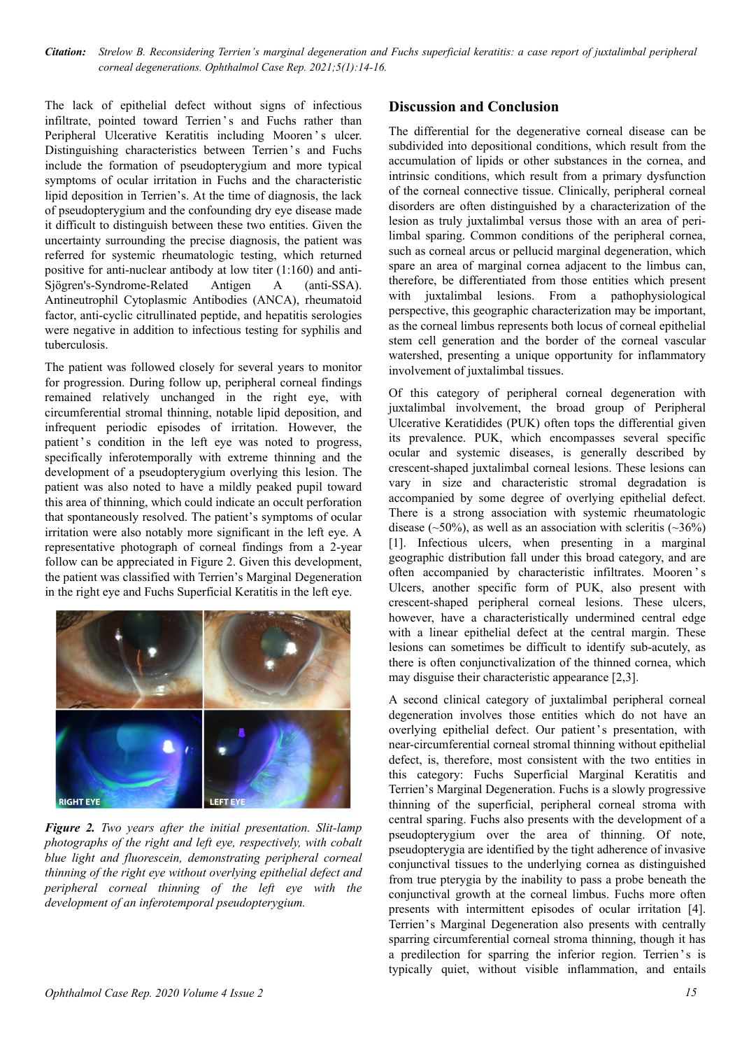The lack of epithelial defect without signs of infectious infiltrate, pointed toward Terrien's and Fuchs rather than Peripheral Ulcerative Keratitis including Mooren's ulcer. Distinguishing characteristics between Terrien's and Fuchs include the formation of pseudopterygium and more typical symptoms of ocular irritation in Fuchs and the characteristic lipid deposition in Terrien's. At the time of diagnosis, the lack of pseudopterygium and the confounding dry eye disease made it difficult to distinguish between these two entities. Given the uncertainty surrounding the precise diagnosis, the patient was referred for systemic rheumatologic testing, which returned positive for anti-nuclear antibody at low titer (1:160) and anti-Sjögren's-Syndrome-Related Antigen A (anti-SSA). Antineutrophil Cytoplasmic Antibodies (ANCA), rheumatoid factor, anti-cyclic citrullinated peptide, and hepatitis serologies were negative in addition to infectious testing for syphilis and tuberculosis.

The patient was followed closely for several years to monitor for progression. During follow up, peripheral corneal findings remained relatively unchanged in the right eye, with circumferential stromal thinning, notable lipid deposition, and infrequent periodic episodes of irritation. However, the patient's condition in the left eye was noted to progress, specifically inferotemporally with extreme thinning and the development of a pseudopterygium overlying this lesion. The patient was also noted to have a mildly peaked pupil toward this area of thinning, which could indicate an occult perforation that spontaneously resolved. The patient's symptoms of ocular irritation were also notably more significant in the left eye. A representative photograph of corneal findings from a 2-year follow can be appreciated in Figure 2. Given this development, the patient was classified with Terrien's Marginal Degeneration in the right eye and Fuchs Superficial Keratitis in the left eye.

***Figure 2.*** *Two years after the initial presentation. Slit-lamp photographs of the right and left eye, respectively, with cobalt blue light and fluorescein, demonstrating peripheral corneal thinning of the right eye without overlying epithelial defect and peripheral corneal thinning of the left eye with the development of an inferotemporal pseudopterygium.*

## Discussion and Conclusion

The differential for the degenerative corneal disease can be subdivided into depositional conditions, which result from the accumulation of lipids or other substances in the cornea, and intrinsic conditions, which result from a primary dysfunction of the corneal connective tissue. Clinically, peripheral corneal disorders are often distinguished by a characterization of the lesion as truly juxtalimbal versus those with an area of peri-limbal sparing. Common conditions of the peripheral cornea, such as corneal arcus or pellucid marginal degeneration, which spare an area of marginal cornea adjacent to the limbus can, therefore, be differentiated from those entities which present with juxtalimbal lesions. From a pathophysiological perspective, this geographic characterization may be important, as the corneal limbus represents both locus of corneal epithelial stem cell generation and the border of the corneal vascular watershed, presenting a unique opportunity for inflammatory involvement of juxtalimbal tissues.

Of this category of peripheral corneal degeneration with juxtalimbal involvement, the broad group of Peripheral Ulcerative Keratidides (PUK) often tops the differential given its prevalence. PUK, which encompasses several specific ocular and systemic diseases, is generally described by crescent-shaped juxtalimbal corneal lesions. These lesions can vary in size and characteristic stromal degradation is accompanied by some degree of overlying epithelial defect. There is a strong association with systemic rheumatologic disease (~50%), as well as an association with scleritis (~36%) [1]. Infectious ulcers, when presenting in a marginal geographic distribution fall under this broad category, and are often accompanied by characteristic infiltrates. Mooren's Ulcers, another specific form of PUK, also present with crescent-shaped peripheral corneal lesions. These ulcers, however, have a characteristically undermined central edge with a linear epithelial defect at the central margin. These lesions can sometimes be difficult to identify sub-acutely, as there is often conjunctivalization of the thinned cornea, which may disguise their characteristic appearance [2,3].

A second clinical category of juxtalimbal peripheral corneal degeneration involves those entities which do not have an overlying epithelial defect. Our patient's presentation, with near-circumferential corneal stromal thinning without epithelial defect, is, therefore, most consistent with the two entities in this category: Fuchs Superficial Marginal Keratitis and Terrien's Marginal Degeneration. Fuchs is a slowly progressive thinning of the superficial, peripheral corneal stroma with central sparing. Fuchs also presents with the development of a pseudopterygium over the area of thinning. Of note, pseudopterygia are identified by the tight adherence of invasive conjunctival tissues to the underlying cornea as distinguished from true pterygia by the inability to pass a probe beneath the conjunctival growth at the corneal limbus. Fuchs more often presents with intermittent episodes of ocular irritation [4]. Terrien's Marginal Degeneration also presents with centrally sparring circumferential corneal stroma thinning, though it has a predilection for sparring the inferior region. Terrien's is typically quiet, without visible inflammation, and entails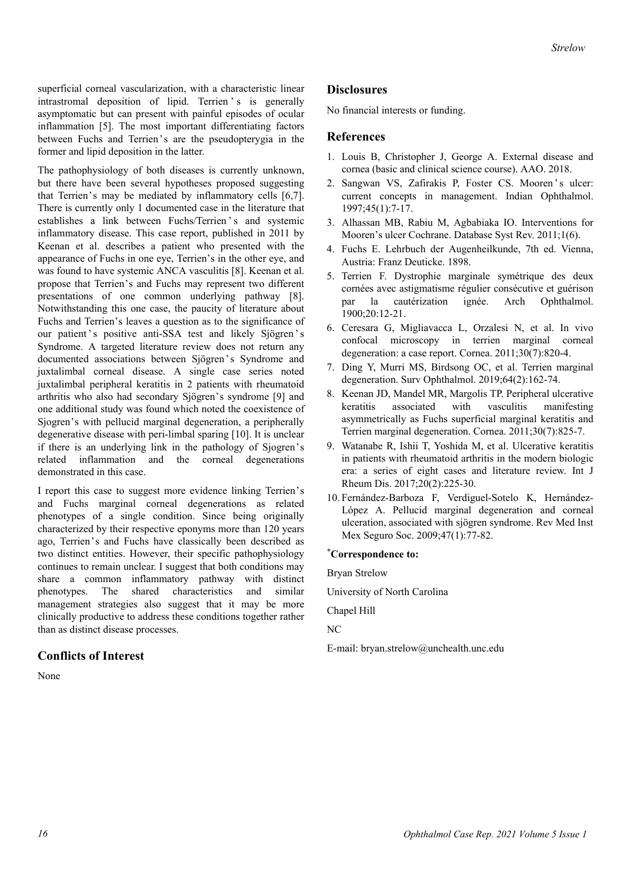superficial corneal vascularization, with a characteristic linear intrastromal deposition of lipid. Terrien's is generally asymptomatic but can present with painful episodes of ocular inflammation [5]. The most important differentiating factors between Fuchs and Terrien's are the pseudopterygia in the former and lipid deposition in the latter.

The pathophysiology of both diseases is currently unknown, but there have been several hypotheses proposed suggesting that Terrien's may be mediated by inflammatory cells [6,7]. There is currently only 1 documented case in the literature that establishes a link between Fuchs/Terrien's and systemic inflammatory disease. This case report, published in 2011 by Keenan et al. describes a patient who presented with the appearance of Fuchs in one eye, Terrien's in the other eye, and was found to have systemic ANCA vasculitis [8]. Keenan et al. propose that Terrien's and Fuchs may represent two different presentations of one common underlying pathway [8]. Notwithstanding this one case, the paucity of literature about Fuchs and Terrien's leaves a question as to the significance of our patient's positive anti-SSA test and likely Sjögren's Syndrome. A targeted literature review does not return any documented associations between Sjögren's Syndrome and juxtalimbal corneal disease. A single case series noted juxtalimbal peripheral keratitis in 2 patients with rheumatoid arthritis who also had secondary Sjögren's syndrome [9] and one additional study was found which noted the coexistence of Sjogren's with pellucid marginal degeneration, a peripherally degenerative disease with peri-limbal sparing [10]. It is unclear if there is an underlying link in the pathology of Sjogren's related inflammation and the corneal degenerations demonstrated in this case.

I report this case to suggest more evidence linking Terrien's and Fuchs marginal corneal degenerations as related phenotypes of a single condition. Since being originally characterized by their respective eponyms more than 120 years ago, Terrien's and Fuchs have classically been described as two distinct entities. However, their specific pathophysiology continues to remain unclear. I suggest that both conditions may share a common inflammatory pathway with distinct phenotypes. The shared characteristics and similar management strategies also suggest that it may be more clinically productive to address these conditions together rather than as distinct disease processes.

## Conflicts of Interest

None

## Disclosures

No financial interests or funding.

## References

1. Louis B, Christopher J, George A. External disease and cornea (basic and clinical science course). AAO. 2018.
2. Sangwan VS, Zafirakis P, Foster CS. Mooren's ulcer: current concepts in management. Indian Ophthalmol. 1997;45(1):7-17.
3. Alhassan MB, Rabiu M, Agbabiaka IO. Interventions for Mooren's ulcer Cochrane. Database Syst Rev. 2011;1(6).
4. Fuchs E. Lehrbuch der Augenheilkunde, 7th ed. Vienna, Austria: Franz Deuticke. 1898.
5. Terrien F. Dystrophie marginale symétrique des deux cornées avec astigmatisme régulier consécutive et guérison par la cautérization ignée. Arch Ophthalmol. 1900;20:12-21.
6. Ceresara G, Migliavacca L, Orzalesi N, et al. In vivo confocal microscopy in terrien marginal corneal degeneration: a case report. Cornea. 2011;30(7):820-4.
7. Ding Y, Murri MS, Birdsong OC, et al. Terrien marginal degeneration. Surv Ophthalmol. 2019;64(2):162-74.
8. Keenan JD, Mandel MR, Margolis TP. Peripheral ulcerative keratitis associated with vasculitis manifesting asymmetrically as Fuchs superficial marginal keratitis and Terrien marginal degeneration. Cornea. 2011;30(7):825-7.
9. Watanabe R, Ishii T, Yoshida M, et al. Ulcerative keratitis in patients with rheumatoid arthritis in the modern biologic era: a series of eight cases and literature review. Int J Rheum Dis. 2017;20(2):225-30.
10. Fernández-Barboza F, Verdiguel-Sotelo K, Hernández-López A. Pellucid marginal degeneration and corneal ulceration, associated with sjögren syndrome. Rev Med Inst Mex Seguro Soc. 2009;47(1):77-82.

**[*]Correspondence to:**

Bryan Strelow

University of North Carolina

Chapel Hill

NC

E-mail: bryan.strelow@unchealth.unc.edu